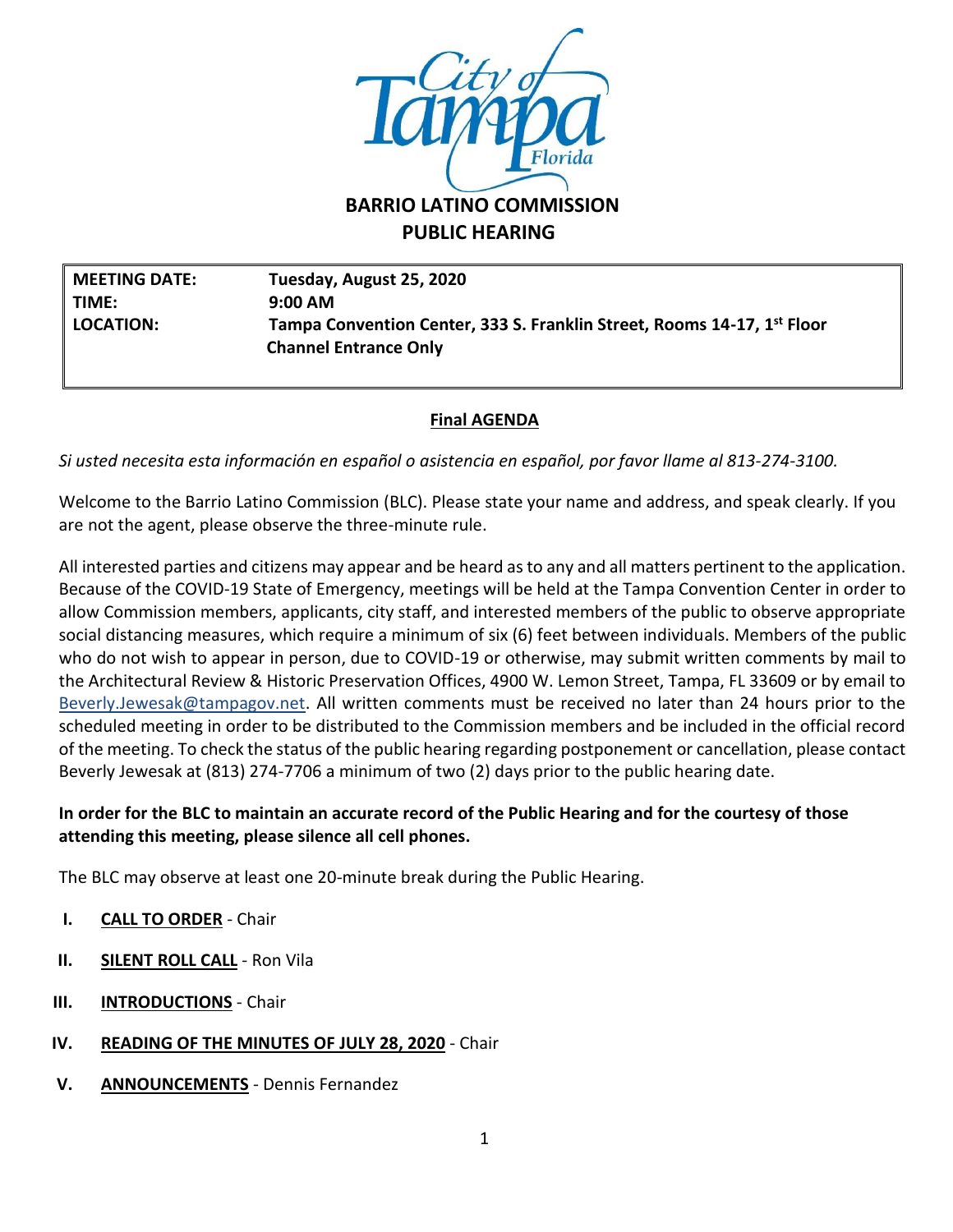# BARRIO LATINO COMMISSION
## PUBLIC HEARING

| | |
|---|---|
| **MEETING DATE:** | **Tuesday, August 25, 2020** |
| **TIME:** | **9:00 AM** |
| **LOCATION:** | **Tampa Convention Center, 333 S. Franklin Street, Rooms 14-17, 1st Floor Channel Entrance Only** |

**Final AGENDA**

*Si usted necesita esta información en español o asistencia en español, por favor llame al 813-274-3100.*

Welcome to the Barrio Latino Commission (BLC). Please state your name and address, and speak clearly. If you are not the agent, please observe the three-minute rule.

All interested parties and citizens may appear and be heard as to any and all matters pertinent to the application. Because of the COVID-19 State of Emergency, meetings will be held at the Tampa Convention Center in order to allow Commission members, applicants, city staff, and interested members of the public to observe appropriate social distancing measures, which require a minimum of six (6) feet between individuals. Members of the public who do not wish to appear in person, due to COVID-19 or otherwise, may submit written comments by mail to the Architectural Review & Historic Preservation Offices, 4900 W. Lemon Street, Tampa, FL 33609 or by email to Beverly.Jewesak@tampagov.net. All written comments must be received no later than 24 hours prior to the scheduled meeting in order to be distributed to the Commission members and be included in the official record of the meeting. To check the status of the public hearing regarding postponement or cancellation, please contact Beverly Jewesak at (813) 274-7706 a minimum of two (2) days prior to the public hearing date.

**In order for the BLC to maintain an accurate record of the Public Hearing and for the courtesy of those attending this meeting, please silence all cell phones.**

The BLC may observe at least one 20-minute break during the Public Hearing.

- **I.** **CALL TO ORDER** - Chair
- **II.** **SILENT ROLL CALL** - Ron Vila
- **III.** **INTRODUCTIONS** - Chair
- **IV.** **READING OF THE MINUTES OF JULY 28, 2020** - Chair
- **V.** **ANNOUNCEMENTS** - Dennis Fernandez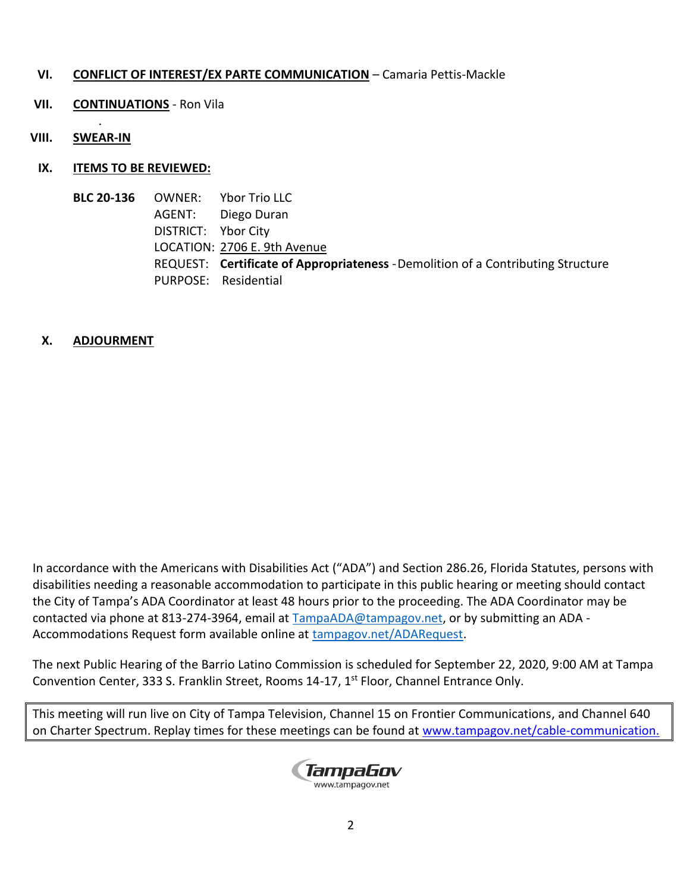**VI. CONFLICT OF INTEREST/EX PARTE COMMUNICATION** – Camaria Pettis-Mackle

**VII. CONTINUATIONS** - Ron Vila

**VIII. SWEAR-IN**

**IX. ITEMS TO BE REVIEWED:**

**BLC 20-136**

OWNER: Ybor Trio LLC
AGENT: Diego Duran
DISTRICT: Ybor City
LOCATION: 2706 E. 9th Avenue
REQUEST: **Certificate of Appropriateness** - Demolition of a Contributing Structure
PURPOSE: Residential

**X. ADJOURMENT**

In accordance with the Americans with Disabilities Act ("ADA") and Section 286.26, Florida Statutes, persons with disabilities needing a reasonable accommodation to participate in this public hearing or meeting should contact the City of Tampa's ADA Coordinator at least 48 hours prior to the proceeding. The ADA Coordinator may be contacted via phone at 813-274-3964, email at TampaADA@tampagov.net, or by submitting an ADA - Accommodations Request form available online at tampagov.net/ADARequest.

The next Public Hearing of the Barrio Latino Commission is scheduled for September 22, 2020, 9:00 AM at Tampa Convention Center, 333 S. Franklin Street, Rooms 14-17, 1st Floor, Channel Entrance Only.

This meeting will run live on City of Tampa Television, Channel 15 on Frontier Communications, and Channel 640 on Charter Spectrum. Replay times for these meetings can be found at www.tampagov.net/cable-communication.

TampaGov
www.tampagov.net